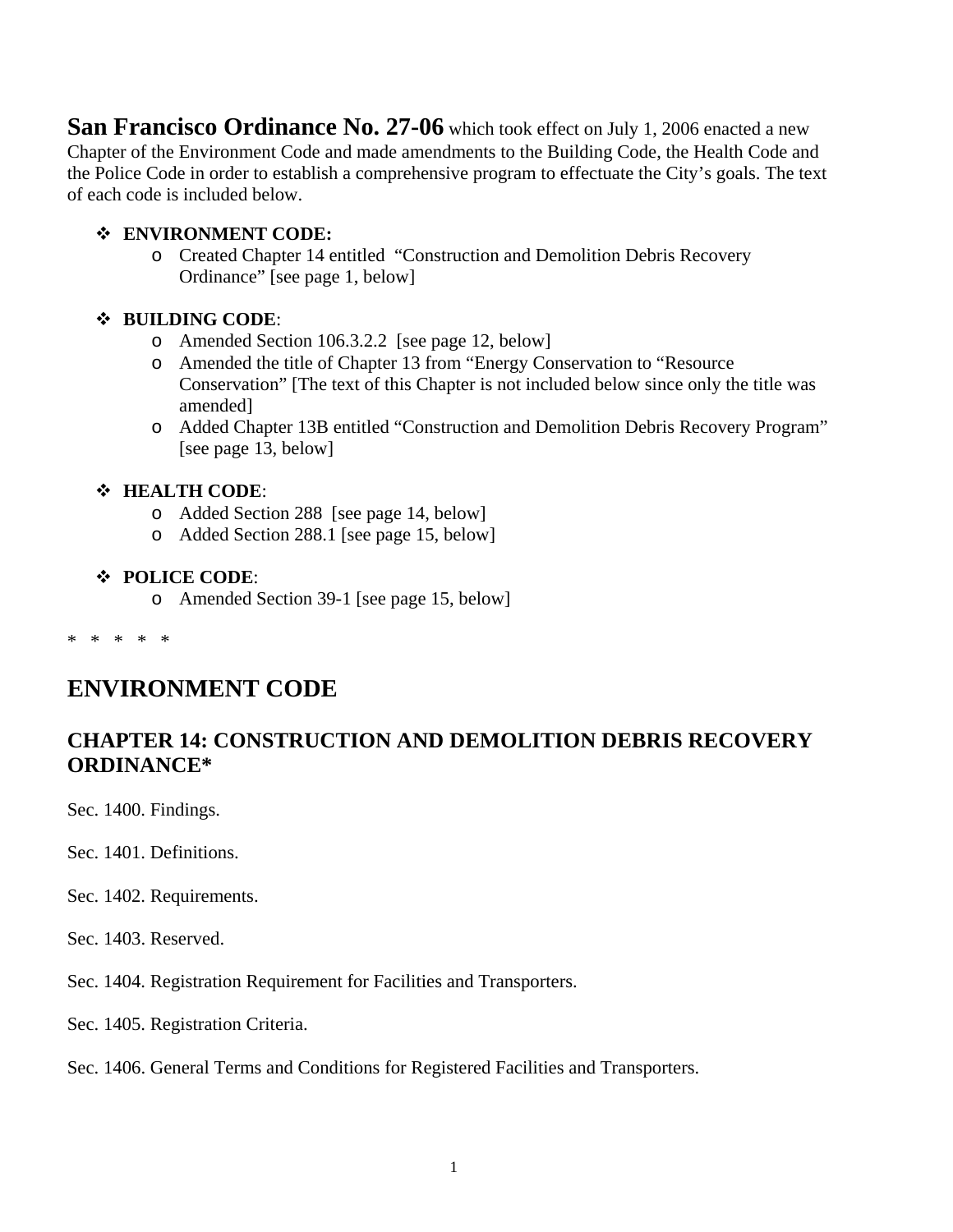**San Francisco Ordinance No. 27-06** which took effect on July 1, 2006 enacted a new Chapter of the Environment Code and made amendments to the Building Code, the Health Code and the Police Code in order to establish a comprehensive program to effectuate the City's goals. The text of each code is included below.

- **ENVIRONMENT CODE:**
  - Created Chapter 14 entitled "Construction and Demolition Debris Recovery Ordinance" [see page 1, below]

- **BUILDING CODE**:
  - Amended Section 106.3.2.2 [see page 12, below]
  - Amended the title of Chapter 13 from "Energy Conservation to "Resource Conservation" [The text of this Chapter is not included below since only the title was amended]
  - Added Chapter 13B entitled "Construction and Demolition Debris Recovery Program" [see page 13, below]

- **HEALTH CODE**:
  - Added Section 288 [see page 14, below]
  - Added Section 288.1 [see page 15, below]

- **POLICE CODE**:
  - Amended Section 39-1 [see page 15, below]

\* \* \* \* \*

# ENVIRONMENT CODE

## CHAPTER 14: CONSTRUCTION AND DEMOLITION DEBRIS RECOVERY ORDINANCE*

Sec. 1400. Findings.

Sec. 1401. Definitions.

Sec. 1402. Requirements.

Sec. 1403. Reserved.

Sec. 1404. Registration Requirement for Facilities and Transporters.

Sec. 1405. Registration Criteria.

Sec. 1406. General Terms and Conditions for Registered Facilities and Transporters.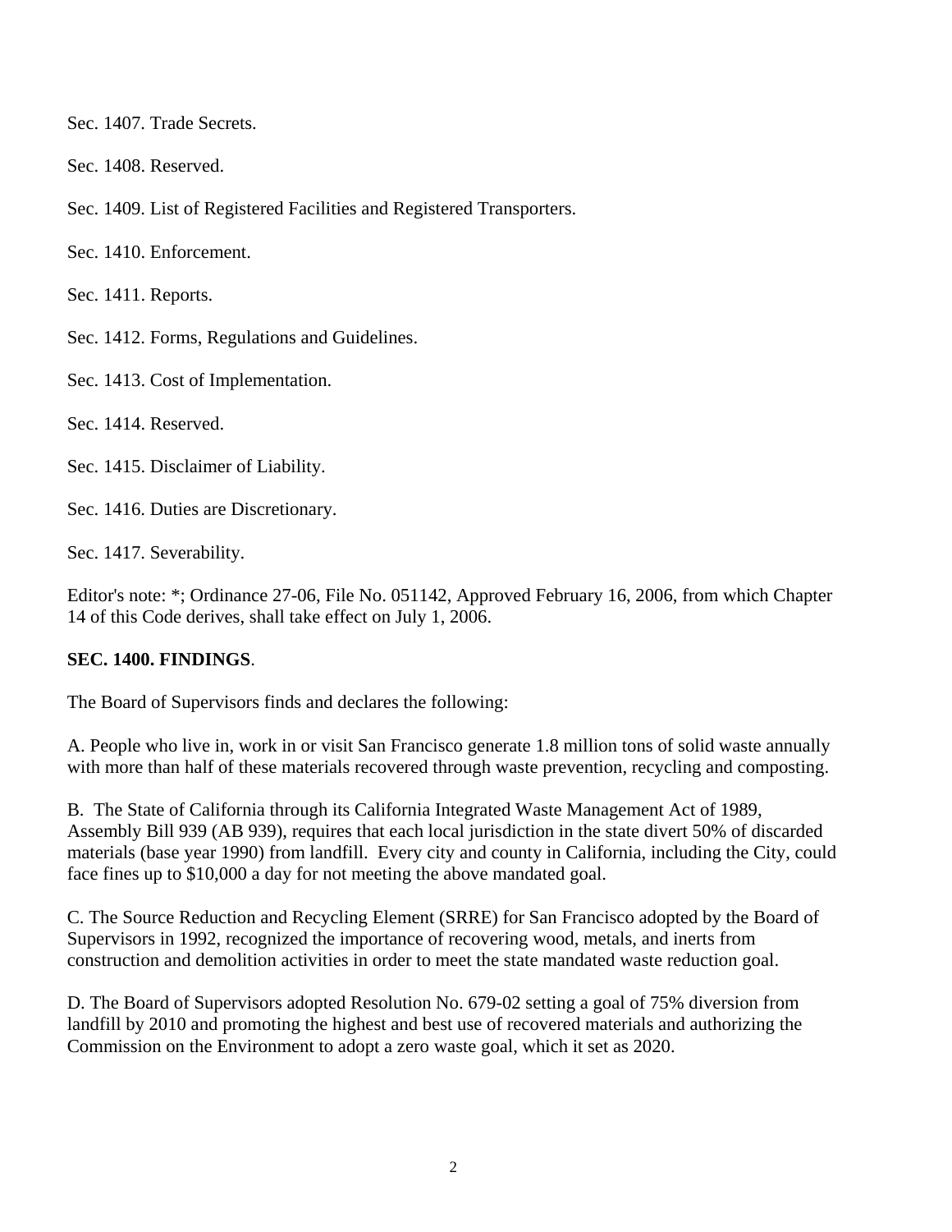Sec. 1407. Trade Secrets.

Sec. 1408. Reserved.

Sec. 1409. List of Registered Facilities and Registered Transporters.

Sec. 1410. Enforcement.

Sec. 1411. Reports.

Sec. 1412. Forms, Regulations and Guidelines.

Sec. 1413. Cost of Implementation.

Sec. 1414. Reserved.

Sec. 1415. Disclaimer of Liability.

Sec. 1416. Duties are Discretionary.

Sec. 1417. Severability.

Editor's note: *; Ordinance 27-06, File No. 051142, Approved February 16, 2006, from which Chapter 14 of this Code derives, shall take effect on July 1, 2006.

**SEC. 1400. FINDINGS**.

The Board of Supervisors finds and declares the following:

A. People who live in, work in or visit San Francisco generate 1.8 million tons of solid waste annually with more than half of these materials recovered through waste prevention, recycling and composting.

B. The State of California through its California Integrated Waste Management Act of 1989, Assembly Bill 939 (AB 939), requires that each local jurisdiction in the state divert 50% of discarded materials (base year 1990) from landfill. Every city and county in California, including the City, could face fines up to $10,000 a day for not meeting the above mandated goal.

C. The Source Reduction and Recycling Element (SRRE) for San Francisco adopted by the Board of Supervisors in 1992, recognized the importance of recovering wood, metals, and inerts from construction and demolition activities in order to meet the state mandated waste reduction goal.

D. The Board of Supervisors adopted Resolution No. 679-02 setting a goal of 75% diversion from landfill by 2010 and promoting the highest and best use of recovered materials and authorizing the Commission on the Environment to adopt a zero waste goal, which it set as 2020.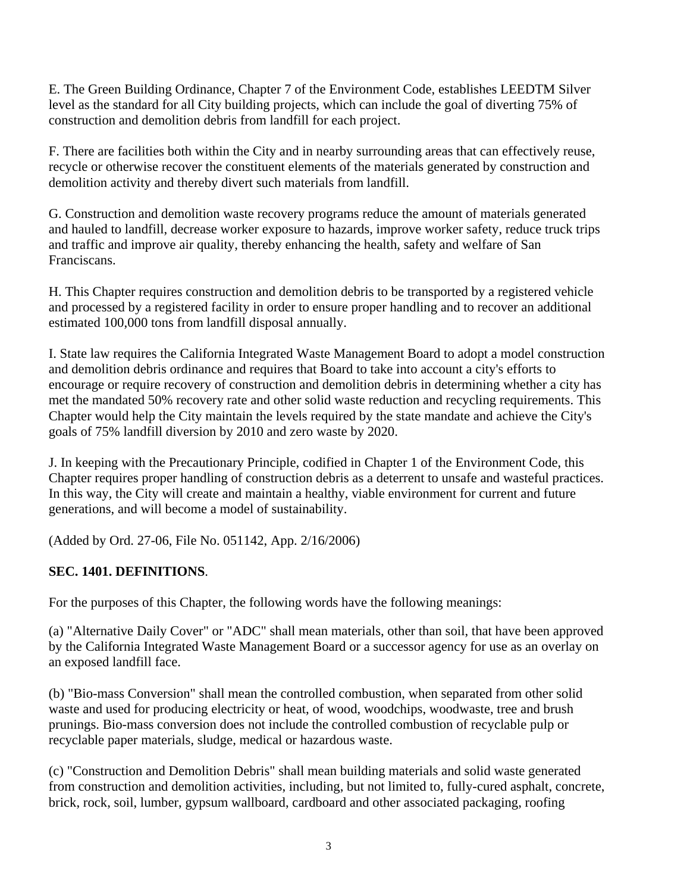E. The Green Building Ordinance, Chapter 7 of the Environment Code, establishes LEEDTM Silver level as the standard for all City building projects, which can include the goal of diverting 75% of construction and demolition debris from landfill for each project.

F. There are facilities both within the City and in nearby surrounding areas that can effectively reuse, recycle or otherwise recover the constituent elements of the materials generated by construction and demolition activity and thereby divert such materials from landfill.

G. Construction and demolition waste recovery programs reduce the amount of materials generated and hauled to landfill, decrease worker exposure to hazards, improve worker safety, reduce truck trips and traffic and improve air quality, thereby enhancing the health, safety and welfare of San Franciscans.

H. This Chapter requires construction and demolition debris to be transported by a registered vehicle and processed by a registered facility in order to ensure proper handling and to recover an additional estimated 100,000 tons from landfill disposal annually.

I. State law requires the California Integrated Waste Management Board to adopt a model construction and demolition debris ordinance and requires that Board to take into account a city's efforts to encourage or require recovery of construction and demolition debris in determining whether a city has met the mandated 50% recovery rate and other solid waste reduction and recycling requirements. This Chapter would help the City maintain the levels required by the state mandate and achieve the City's goals of 75% landfill diversion by 2010 and zero waste by 2020.

J. In keeping with the Precautionary Principle, codified in Chapter 1 of the Environment Code, this Chapter requires proper handling of construction debris as a deterrent to unsafe and wasteful practices. In this way, the City will create and maintain a healthy, viable environment for current and future generations, and will become a model of sustainability.

(Added by Ord. 27-06, File No. 051142, App. 2/16/2006)

**SEC. 1401. DEFINITIONS**.

For the purposes of this Chapter, the following words have the following meanings:

(a) "Alternative Daily Cover" or "ADC" shall mean materials, other than soil, that have been approved by the California Integrated Waste Management Board or a successor agency for use as an overlay on an exposed landfill face.

(b) "Bio-mass Conversion" shall mean the controlled combustion, when separated from other solid waste and used for producing electricity or heat, of wood, woodchips, woodwaste, tree and brush prunings. Bio-mass conversion does not include the controlled combustion of recyclable pulp or recyclable paper materials, sludge, medical or hazardous waste.

(c) "Construction and Demolition Debris" shall mean building materials and solid waste generated from construction and demolition activities, including, but not limited to, fully-cured asphalt, concrete, brick, rock, soil, lumber, gypsum wallboard, cardboard and other associated packaging, roofing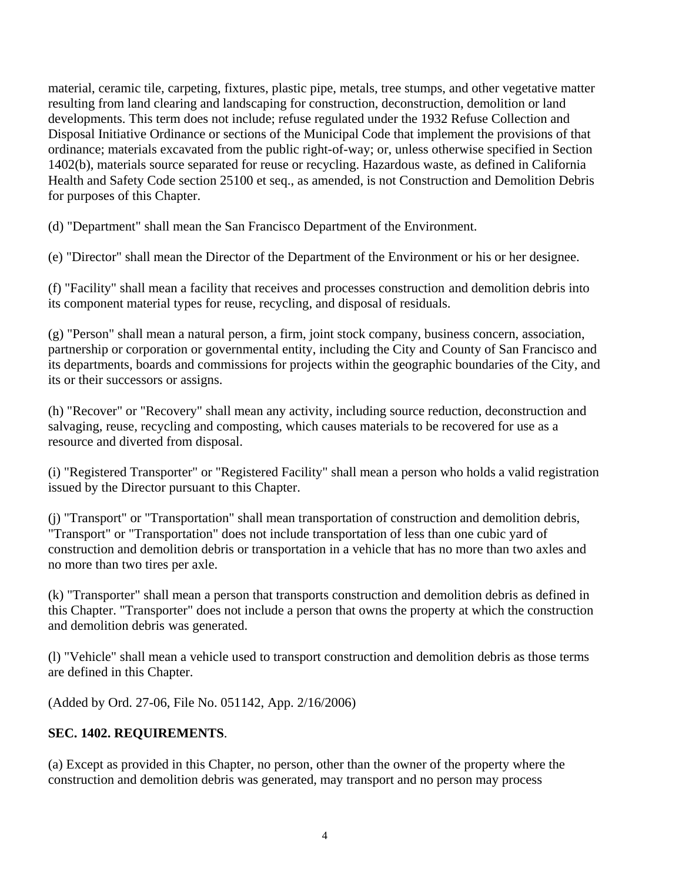material, ceramic tile, carpeting, fixtures, plastic pipe, metals, tree stumps, and other vegetative matter resulting from land clearing and landscaping for construction, deconstruction, demolition or land developments. This term does not include; refuse regulated under the 1932 Refuse Collection and Disposal Initiative Ordinance or sections of the Municipal Code that implement the provisions of that ordinance; materials excavated from the public right-of-way; or, unless otherwise specified in Section 1402(b), materials source separated for reuse or recycling. Hazardous waste, as defined in California Health and Safety Code section 25100 et seq., as amended, is not Construction and Demolition Debris for purposes of this Chapter.

(d) "Department" shall mean the San Francisco Department of the Environment.

(e) "Director" shall mean the Director of the Department of the Environment or his or her designee.

(f) "Facility" shall mean a facility that receives and processes construction and demolition debris into its component material types for reuse, recycling, and disposal of residuals.

(g) "Person" shall mean a natural person, a firm, joint stock company, business concern, association, partnership or corporation or governmental entity, including the City and County of San Francisco and its departments, boards and commissions for projects within the geographic boundaries of the City, and its or their successors or assigns.

(h) "Recover" or "Recovery" shall mean any activity, including source reduction, deconstruction and salvaging, reuse, recycling and composting, which causes materials to be recovered for use as a resource and diverted from disposal.

(i) "Registered Transporter" or "Registered Facility" shall mean a person who holds a valid registration issued by the Director pursuant to this Chapter.

(j) "Transport" or "Transportation" shall mean transportation of construction and demolition debris, "Transport" or "Transportation" does not include transportation of less than one cubic yard of construction and demolition debris or transportation in a vehicle that has no more than two axles and no more than two tires per axle.

(k) "Transporter" shall mean a person that transports construction and demolition debris as defined in this Chapter. "Transporter" does not include a person that owns the property at which the construction and demolition debris was generated.

(l) "Vehicle" shall mean a vehicle used to transport construction and demolition debris as those terms are defined in this Chapter.

(Added by Ord. 27-06, File No. 051142, App. 2/16/2006)

**SEC. 1402. REQUIREMENTS**.

(a) Except as provided in this Chapter, no person, other than the owner of the property where the construction and demolition debris was generated, may transport and no person may process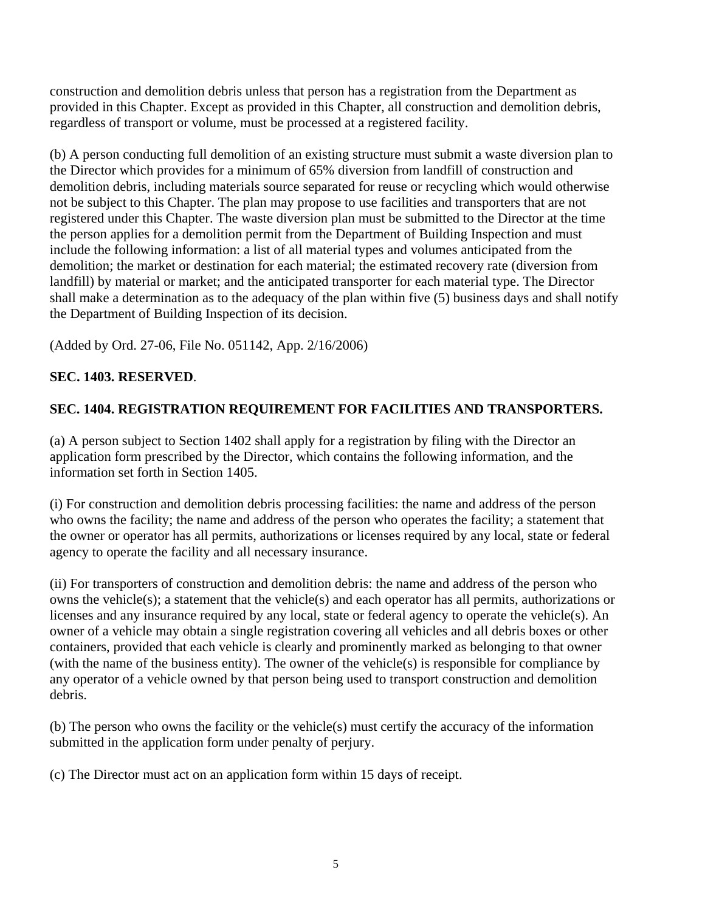construction and demolition debris unless that person has a registration from the Department as provided in this Chapter. Except as provided in this Chapter, all construction and demolition debris, regardless of transport or volume, must be processed at a registered facility.

(b) A person conducting full demolition of an existing structure must submit a waste diversion plan to the Director which provides for a minimum of 65% diversion from landfill of construction and demolition debris, including materials source separated for reuse or recycling which would otherwise not be subject to this Chapter. The plan may propose to use facilities and transporters that are not registered under this Chapter. The waste diversion plan must be submitted to the Director at the time the person applies for a demolition permit from the Department of Building Inspection and must include the following information: a list of all material types and volumes anticipated from the demolition; the market or destination for each material; the estimated recovery rate (diversion from landfill) by material or market; and the anticipated transporter for each material type. The Director shall make a determination as to the adequacy of the plan within five (5) business days and shall notify the Department of Building Inspection of its decision.

(Added by Ord. 27-06, File No. 051142, App. 2/16/2006)

**SEC. 1403. RESERVED**.

**SEC. 1404. REGISTRATION REQUIREMENT FOR FACILITIES AND TRANSPORTERS.**

(a) A person subject to Section 1402 shall apply for a registration by filing with the Director an application form prescribed by the Director, which contains the following information, and the information set forth in Section 1405.

(i) For construction and demolition debris processing facilities: the name and address of the person who owns the facility; the name and address of the person who operates the facility; a statement that the owner or operator has all permits, authorizations or licenses required by any local, state or federal agency to operate the facility and all necessary insurance.

(ii) For transporters of construction and demolition debris: the name and address of the person who owns the vehicle(s); a statement that the vehicle(s) and each operator has all permits, authorizations or licenses and any insurance required by any local, state or federal agency to operate the vehicle(s). An owner of a vehicle may obtain a single registration covering all vehicles and all debris boxes or other containers, provided that each vehicle is clearly and prominently marked as belonging to that owner (with the name of the business entity). The owner of the vehicle(s) is responsible for compliance by any operator of a vehicle owned by that person being used to transport construction and demolition debris.

(b) The person who owns the facility or the vehicle(s) must certify the accuracy of the information submitted in the application form under penalty of perjury.

(c) The Director must act on an application form within 15 days of receipt.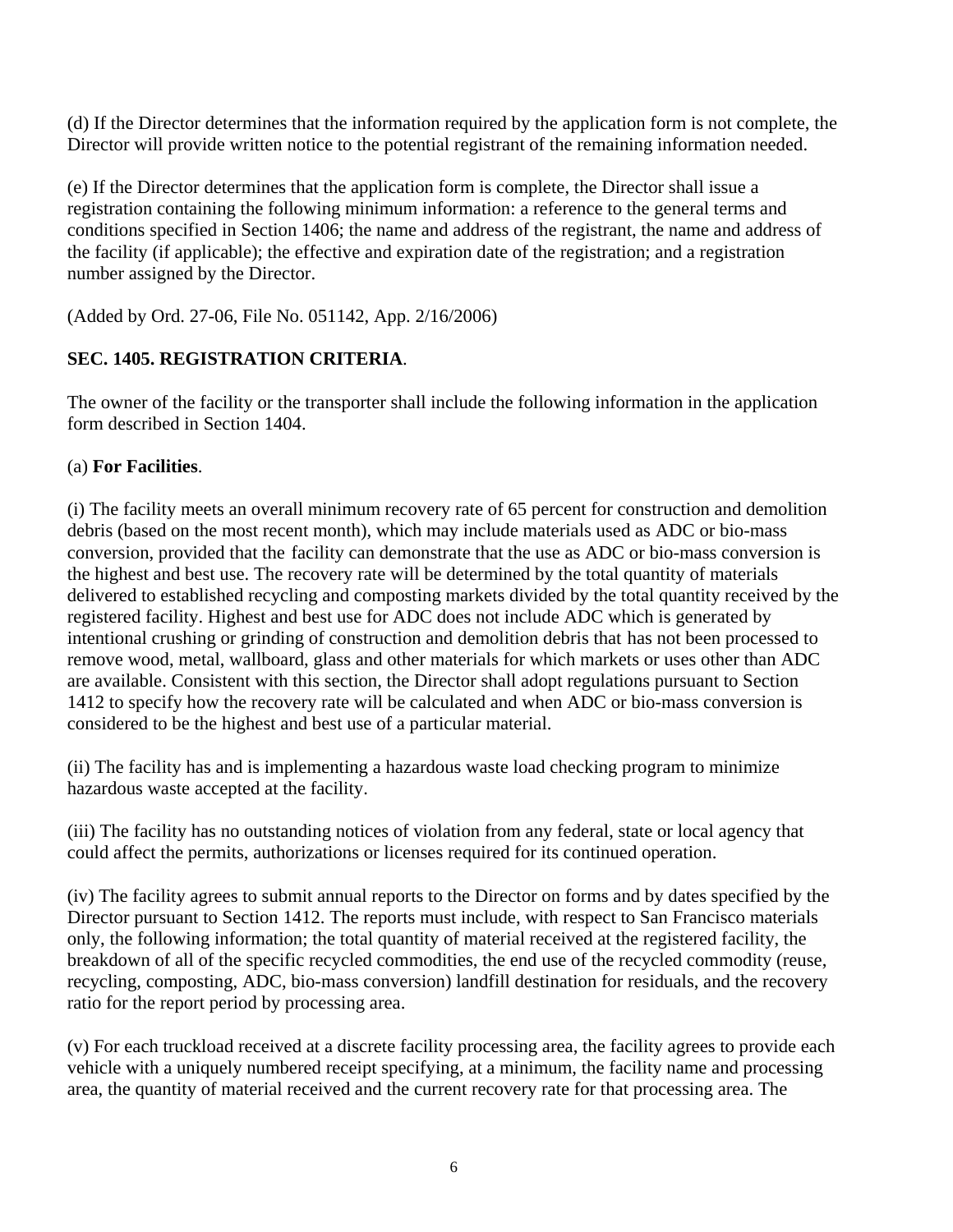(d) If the Director determines that the information required by the application form is not complete, the Director will provide written notice to the potential registrant of the remaining information needed.

(e) If the Director determines that the application form is complete, the Director shall issue a registration containing the following minimum information: a reference to the general terms and conditions specified in Section 1406; the name and address of the registrant, the name and address of the facility (if applicable); the effective and expiration date of the registration; and a registration number assigned by the Director.

(Added by Ord. 27-06, File No. 051142, App. 2/16/2006)

**SEC. 1405. REGISTRATION CRITERIA**.

The owner of the facility or the transporter shall include the following information in the application form described in Section 1404.

(a) **For Facilities**.

(i) The facility meets an overall minimum recovery rate of 65 percent for construction and demolition debris (based on the most recent month), which may include materials used as ADC or bio-mass conversion, provided that the facility can demonstrate that the use as ADC or bio-mass conversion is the highest and best use. The recovery rate will be determined by the total quantity of materials delivered to established recycling and composting markets divided by the total quantity received by the registered facility. Highest and best use for ADC does not include ADC which is generated by intentional crushing or grinding of construction and demolition debris that has not been processed to remove wood, metal, wallboard, glass and other materials for which markets or uses other than ADC are available. Consistent with this section, the Director shall adopt regulations pursuant to Section 1412 to specify how the recovery rate will be calculated and when ADC or bio-mass conversion is considered to be the highest and best use of a particular material.

(ii) The facility has and is implementing a hazardous waste load checking program to minimize hazardous waste accepted at the facility.

(iii) The facility has no outstanding notices of violation from any federal, state or local agency that could affect the permits, authorizations or licenses required for its continued operation.

(iv) The facility agrees to submit annual reports to the Director on forms and by dates specified by the Director pursuant to Section 1412. The reports must include, with respect to San Francisco materials only, the following information; the total quantity of material received at the registered facility, the breakdown of all of the specific recycled commodities, the end use of the recycled commodity (reuse, recycling, composting, ADC, bio-mass conversion) landfill destination for residuals, and the recovery ratio for the report period by processing area.

(v) For each truckload received at a discrete facility processing area, the facility agrees to provide each vehicle with a uniquely numbered receipt specifying, at a minimum, the facility name and processing area, the quantity of material received and the current recovery rate for that processing area. The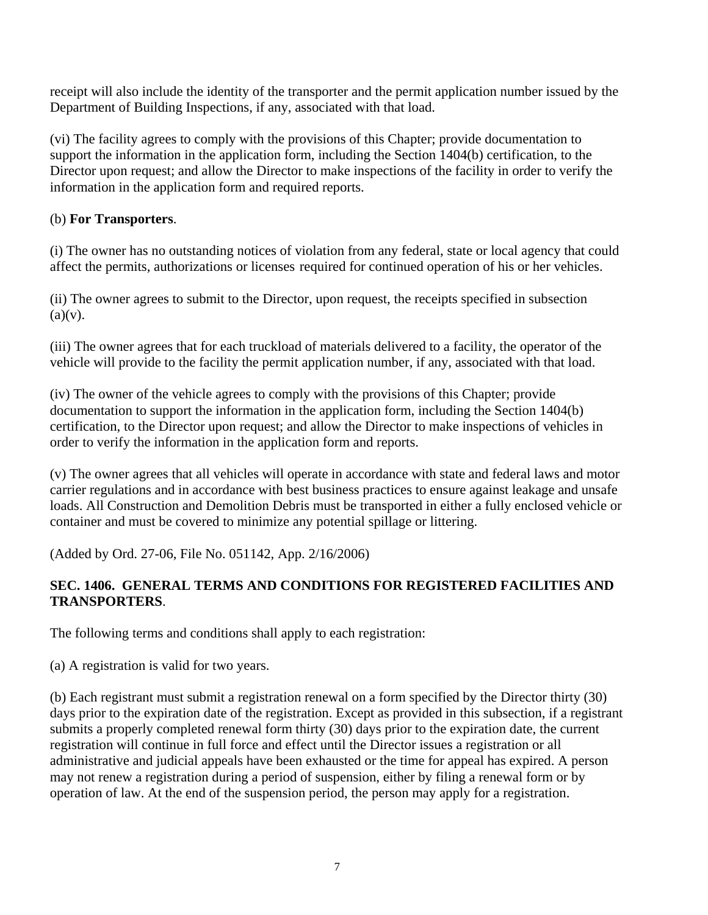receipt will also include the identity of the transporter and the permit application number issued by the Department of Building Inspections, if any, associated with that load.

(vi) The facility agrees to comply with the provisions of this Chapter; provide documentation to support the information in the application form, including the Section 1404(b) certification, to the Director upon request; and allow the Director to make inspections of the facility in order to verify the information in the application form and required reports.

(b) **For Transporters**.

(i) The owner has no outstanding notices of violation from any federal, state or local agency that could affect the permits, authorizations or licenses required for continued operation of his or her vehicles.

(ii) The owner agrees to submit to the Director, upon request, the receipts specified in subsection (a)(v).

(iii) The owner agrees that for each truckload of materials delivered to a facility, the operator of the vehicle will provide to the facility the permit application number, if any, associated with that load.

(iv) The owner of the vehicle agrees to comply with the provisions of this Chapter; provide documentation to support the information in the application form, including the Section 1404(b) certification, to the Director upon request; and allow the Director to make inspections of vehicles in order to verify the information in the application form and reports.

(v) The owner agrees that all vehicles will operate in accordance with state and federal laws and motor carrier regulations and in accordance with best business practices to ensure against leakage and unsafe loads. All Construction and Demolition Debris must be transported in either a fully enclosed vehicle or container and must be covered to minimize any potential spillage or littering.

(Added by Ord. 27-06, File No. 051142, App. 2/16/2006)

## SEC. 1406. GENERAL TERMS AND CONDITIONS FOR REGISTERED FACILITIES AND TRANSPORTERS.

The following terms and conditions shall apply to each registration:

(a) A registration is valid for two years.

(b) Each registrant must submit a registration renewal on a form specified by the Director thirty (30) days prior to the expiration date of the registration. Except as provided in this subsection, if a registrant submits a properly completed renewal form thirty (30) days prior to the expiration date, the current registration will continue in full force and effect until the Director issues a registration or all administrative and judicial appeals have been exhausted or the time for appeal has expired. A person may not renew a registration during a period of suspension, either by filing a renewal form or by operation of law. At the end of the suspension period, the person may apply for a registration.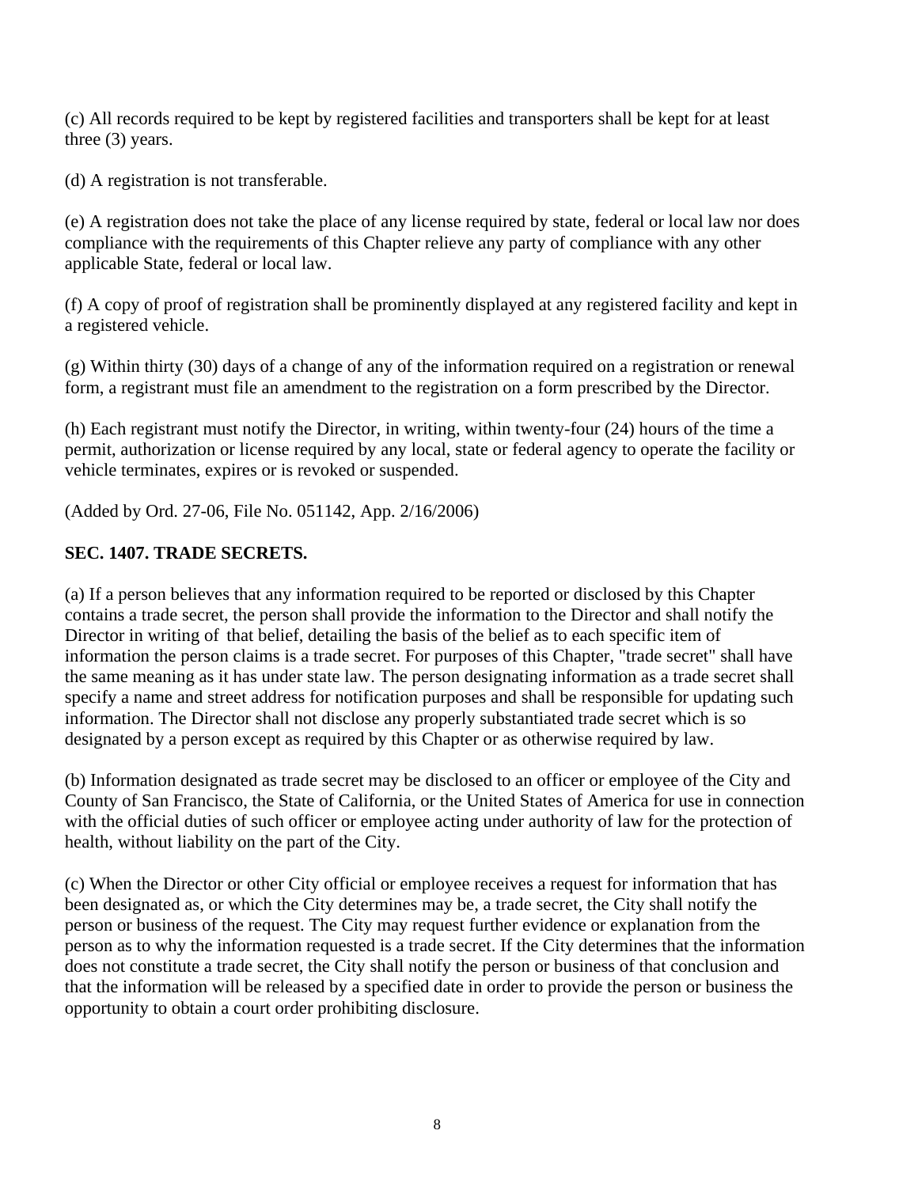(c) All records required to be kept by registered facilities and transporters shall be kept for at least three (3) years.

(d) A registration is not transferable.

(e) A registration does not take the place of any license required by state, federal or local law nor does compliance with the requirements of this Chapter relieve any party of compliance with any other applicable State, federal or local law.

(f) A copy of proof of registration shall be prominently displayed at any registered facility and kept in a registered vehicle.

(g) Within thirty (30) days of a change of any of the information required on a registration or renewal form, a registrant must file an amendment to the registration on a form prescribed by the Director.

(h) Each registrant must notify the Director, in writing, within twenty-four (24) hours of the time a permit, authorization or license required by any local, state or federal agency to operate the facility or vehicle terminates, expires or is revoked or suspended.

(Added by Ord. 27-06, File No. 051142, App. 2/16/2006)

**SEC. 1407. TRADE SECRETS.**

(a) If a person believes that any information required to be reported or disclosed by this Chapter contains a trade secret, the person shall provide the information to the Director and shall notify the Director in writing of that belief, detailing the basis of the belief as to each specific item of information the person claims is a trade secret. For purposes of this Chapter, "trade secret" shall have the same meaning as it has under state law. The person designating information as a trade secret shall specify a name and street address for notification purposes and shall be responsible for updating such information. The Director shall not disclose any properly substantiated trade secret which is so designated by a person except as required by this Chapter or as otherwise required by law.

(b) Information designated as trade secret may be disclosed to an officer or employee of the City and County of San Francisco, the State of California, or the United States of America for use in connection with the official duties of such officer or employee acting under authority of law for the protection of health, without liability on the part of the City.

(c) When the Director or other City official or employee receives a request for information that has been designated as, or which the City determines may be, a trade secret, the City shall notify the person or business of the request. The City may request further evidence or explanation from the person as to why the information requested is a trade secret. If the City determines that the information does not constitute a trade secret, the City shall notify the person or business of that conclusion and that the information will be released by a specified date in order to provide the person or business the opportunity to obtain a court order prohibiting disclosure.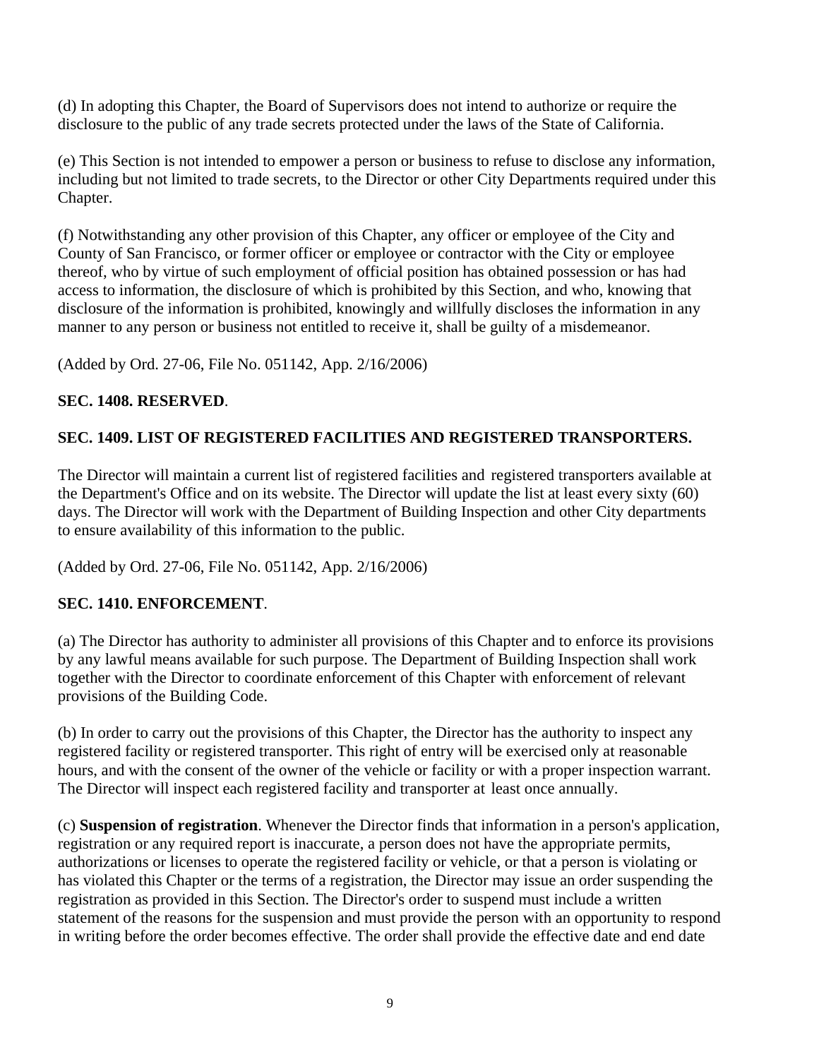(d) In adopting this Chapter, the Board of Supervisors does not intend to authorize or require the disclosure to the public of any trade secrets protected under the laws of the State of California.

(e) This Section is not intended to empower a person or business to refuse to disclose any information, including but not limited to trade secrets, to the Director or other City Departments required under this Chapter.

(f) Notwithstanding any other provision of this Chapter, any officer or employee of the City and County of San Francisco, or former officer or employee or contractor with the City or employee thereof, who by virtue of such employment of official position has obtained possession or has had access to information, the disclosure of which is prohibited by this Section, and who, knowing that disclosure of the information is prohibited, knowingly and willfully discloses the information in any manner to any person or business not entitled to receive it, shall be guilty of a misdemeanor.

(Added by Ord. 27-06, File No. 051142, App. 2/16/2006)

**SEC. 1408. RESERVED**.

**SEC. 1409. LIST OF REGISTERED FACILITIES AND REGISTERED TRANSPORTERS.**

The Director will maintain a current list of registered facilities and registered transporters available at the Department's Office and on its website. The Director will update the list at least every sixty (60) days. The Director will work with the Department of Building Inspection and other City departments to ensure availability of this information to the public.

(Added by Ord. 27-06, File No. 051142, App. 2/16/2006)

**SEC. 1410. ENFORCEMENT**.

(a) The Director has authority to administer all provisions of this Chapter and to enforce its provisions by any lawful means available for such purpose. The Department of Building Inspection shall work together with the Director to coordinate enforcement of this Chapter with enforcement of relevant provisions of the Building Code.

(b) In order to carry out the provisions of this Chapter, the Director has the authority to inspect any registered facility or registered transporter. This right of entry will be exercised only at reasonable hours, and with the consent of the owner of the vehicle or facility or with a proper inspection warrant. The Director will inspect each registered facility and transporter at least once annually.

(c) **Suspension of registration**. Whenever the Director finds that information in a person's application, registration or any required report is inaccurate, a person does not have the appropriate permits, authorizations or licenses to operate the registered facility or vehicle, or that a person is violating or has violated this Chapter or the terms of a registration, the Director may issue an order suspending the registration as provided in this Section. The Director's order to suspend must include a written statement of the reasons for the suspension and must provide the person with an opportunity to respond in writing before the order becomes effective. The order shall provide the effective date and end date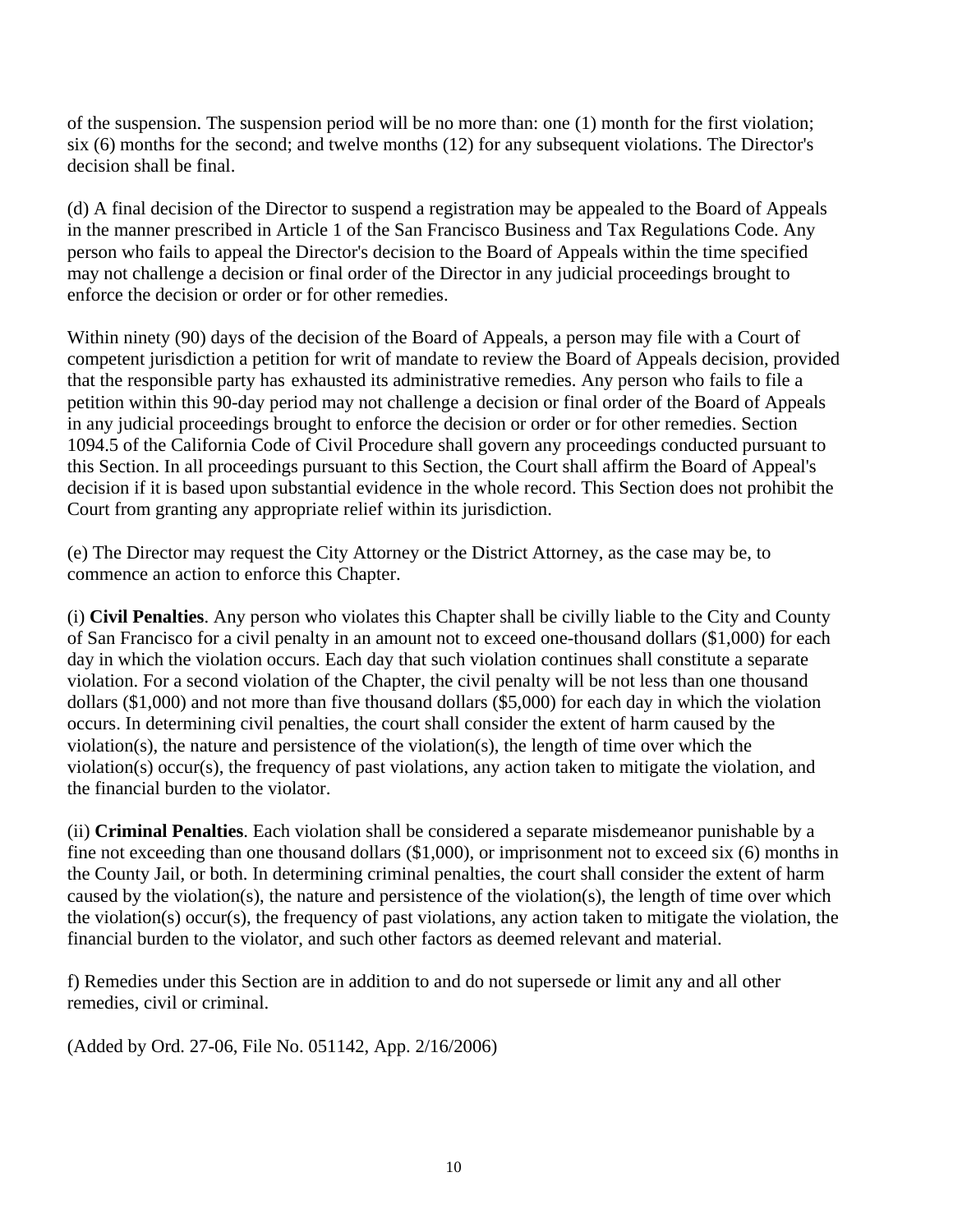of the suspension. The suspension period will be no more than: one (1) month for the first violation; six (6) months for the second; and twelve months (12) for any subsequent violations. The Director's decision shall be final.

(d) A final decision of the Director to suspend a registration may be appealed to the Board of Appeals in the manner prescribed in Article 1 of the San Francisco Business and Tax Regulations Code. Any person who fails to appeal the Director's decision to the Board of Appeals within the time specified may not challenge a decision or final order of the Director in any judicial proceedings brought to enforce the decision or order or for other remedies.

Within ninety (90) days of the decision of the Board of Appeals, a person may file with a Court of competent jurisdiction a petition for writ of mandate to review the Board of Appeals decision, provided that the responsible party has exhausted its administrative remedies. Any person who fails to file a petition within this 90-day period may not challenge a decision or final order of the Board of Appeals in any judicial proceedings brought to enforce the decision or order or for other remedies. Section 1094.5 of the California Code of Civil Procedure shall govern any proceedings conducted pursuant to this Section. In all proceedings pursuant to this Section, the Court shall affirm the Board of Appeal's decision if it is based upon substantial evidence in the whole record. This Section does not prohibit the Court from granting any appropriate relief within its jurisdiction.

(e) The Director may request the City Attorney or the District Attorney, as the case may be, to commence an action to enforce this Chapter.

(i) **Civil Penalties**. Any person who violates this Chapter shall be civilly liable to the City and County of San Francisco for a civil penalty in an amount not to exceed one-thousand dollars ($1,000) for each day in which the violation occurs. Each day that such violation continues shall constitute a separate violation. For a second violation of the Chapter, the civil penalty will be not less than one thousand dollars ($1,000) and not more than five thousand dollars ($5,000) for each day in which the violation occurs. In determining civil penalties, the court shall consider the extent of harm caused by the violation(s), the nature and persistence of the violation(s), the length of time over which the violation(s) occur(s), the frequency of past violations, any action taken to mitigate the violation, and the financial burden to the violator.

(ii) **Criminal Penalties**. Each violation shall be considered a separate misdemeanor punishable by a fine not exceeding than one thousand dollars ($1,000), or imprisonment not to exceed six (6) months in the County Jail, or both. In determining criminal penalties, the court shall consider the extent of harm caused by the violation(s), the nature and persistence of the violation(s), the length of time over which the violation(s) occur(s), the frequency of past violations, any action taken to mitigate the violation, the financial burden to the violator, and such other factors as deemed relevant and material.

f) Remedies under this Section are in addition to and do not supersede or limit any and all other remedies, civil or criminal.

(Added by Ord. 27-06, File No. 051142, App. 2/16/2006)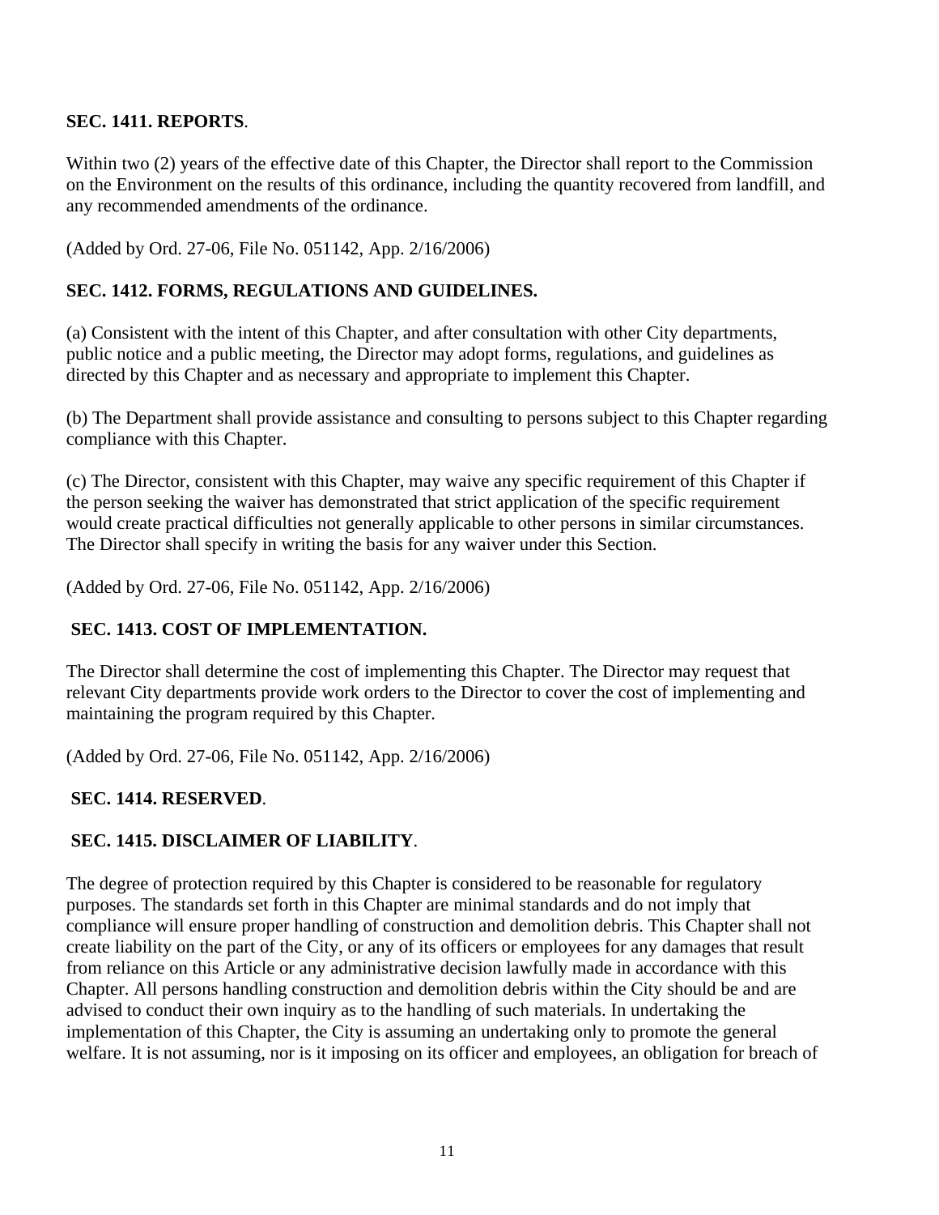**SEC. 1411. REPORTS**.

Within two (2) years of the effective date of this Chapter, the Director shall report to the Commission on the Environment on the results of this ordinance, including the quantity recovered from landfill, and any recommended amendments of the ordinance.

(Added by Ord. 27-06, File No. 051142, App. 2/16/2006)

**SEC. 1412. FORMS, REGULATIONS AND GUIDELINES.**

(a) Consistent with the intent of this Chapter, and after consultation with other City departments, public notice and a public meeting, the Director may adopt forms, regulations, and guidelines as directed by this Chapter and as necessary and appropriate to implement this Chapter.

(b) The Department shall provide assistance and consulting to persons subject to this Chapter regarding compliance with this Chapter.

(c) The Director, consistent with this Chapter, may waive any specific requirement of this Chapter if the person seeking the waiver has demonstrated that strict application of the specific requirement would create practical difficulties not generally applicable to other persons in similar circumstances. The Director shall specify in writing the basis for any waiver under this Section.

(Added by Ord. 27-06, File No. 051142, App. 2/16/2006)

**SEC. 1413. COST OF IMPLEMENTATION.**

The Director shall determine the cost of implementing this Chapter. The Director may request that relevant City departments provide work orders to the Director to cover the cost of implementing and maintaining the program required by this Chapter.

(Added by Ord. 27-06, File No. 051142, App. 2/16/2006)

**SEC. 1414. RESERVED**.

**SEC. 1415. DISCLAIMER OF LIABILITY**.

The degree of protection required by this Chapter is considered to be reasonable for regulatory purposes. The standards set forth in this Chapter are minimal standards and do not imply that compliance will ensure proper handling of construction and demolition debris. This Chapter shall not create liability on the part of the City, or any of its officers or employees for any damages that result from reliance on this Article or any administrative decision lawfully made in accordance with this Chapter. All persons handling construction and demolition debris within the City should be and are advised to conduct their own inquiry as to the handling of such materials. In undertaking the implementation of this Chapter, the City is assuming an undertaking only to promote the general welfare. It is not assuming, nor is it imposing on its officer and employees, an obligation for breach of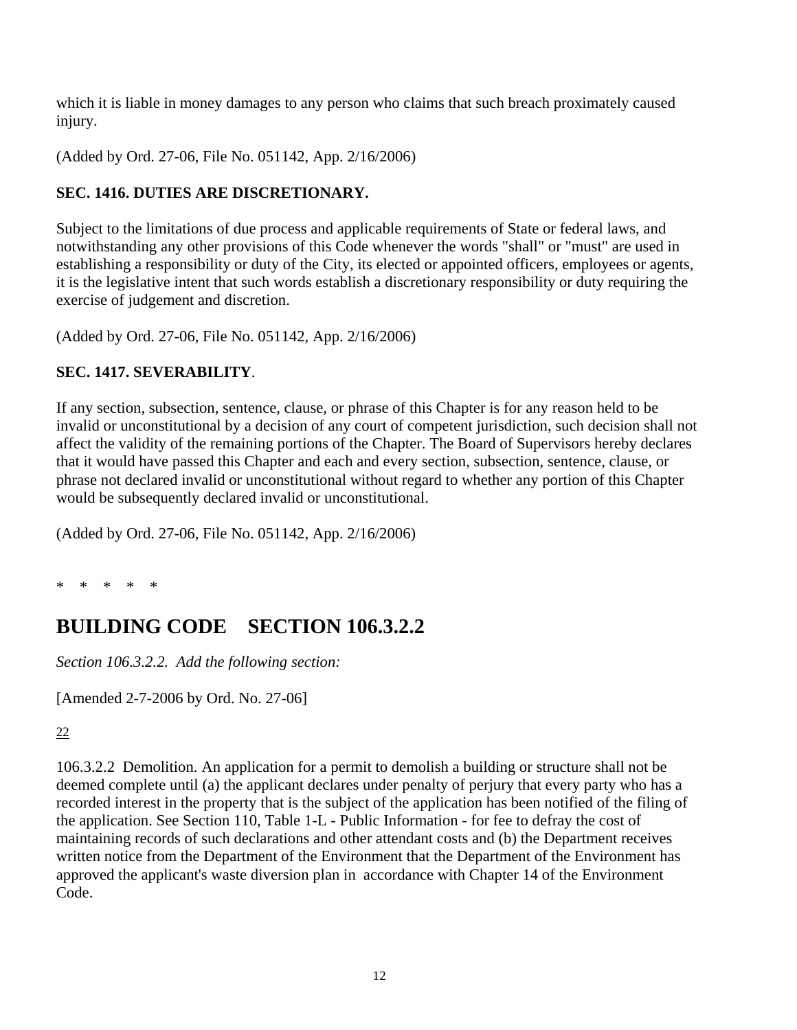which it is liable in money damages to any person who claims that such breach proximately caused injury.

(Added by Ord. 27-06, File No. 051142, App. 2/16/2006)

### SEC. 1416. DUTIES ARE DISCRETIONARY.

Subject to the limitations of due process and applicable requirements of State or federal laws, and notwithstanding any other provisions of this Code whenever the words "shall" or "must" are used in establishing a responsibility or duty of the City, its elected or appointed officers, employees or agents, it is the legislative intent that such words establish a discretionary responsibility or duty requiring the exercise of judgement and discretion.

(Added by Ord. 27-06, File No. 051142, App. 2/16/2006)

### SEC. 1417. SEVERABILITY.

If any section, subsection, sentence, clause, or phrase of this Chapter is for any reason held to be invalid or unconstitutional by a decision of any court of competent jurisdiction, such decision shall not affect the validity of the remaining portions of the Chapter. The Board of Supervisors hereby declares that it would have passed this Chapter and each and every section, subsection, sentence, clause, or phrase not declared invalid or unconstitutional without regard to whether any portion of this Chapter would be subsequently declared invalid or unconstitutional.

(Added by Ord. 27-06, File No. 051142, App. 2/16/2006)

\* \* \* \* \*

## BUILDING CODE SECTION 106.3.2.2

*Section 106.3.2.2. Add the following section:*

[Amended 2-7-2006 by Ord. No. 27-06]

22

106.3.2.2 Demolition. An application for a permit to demolish a building or structure shall not be deemed complete until (a) the applicant declares under penalty of perjury that every party who has a recorded interest in the property that is the subject of the application has been notified of the filing of the application. See Section 110, Table 1-L - Public Information - for fee to defray the cost of maintaining records of such declarations and other attendant costs and (b) the Department receives written notice from the Department of the Environment that the Department of the Environment has approved the applicant's waste diversion plan in accordance with Chapter 14 of the Environment Code.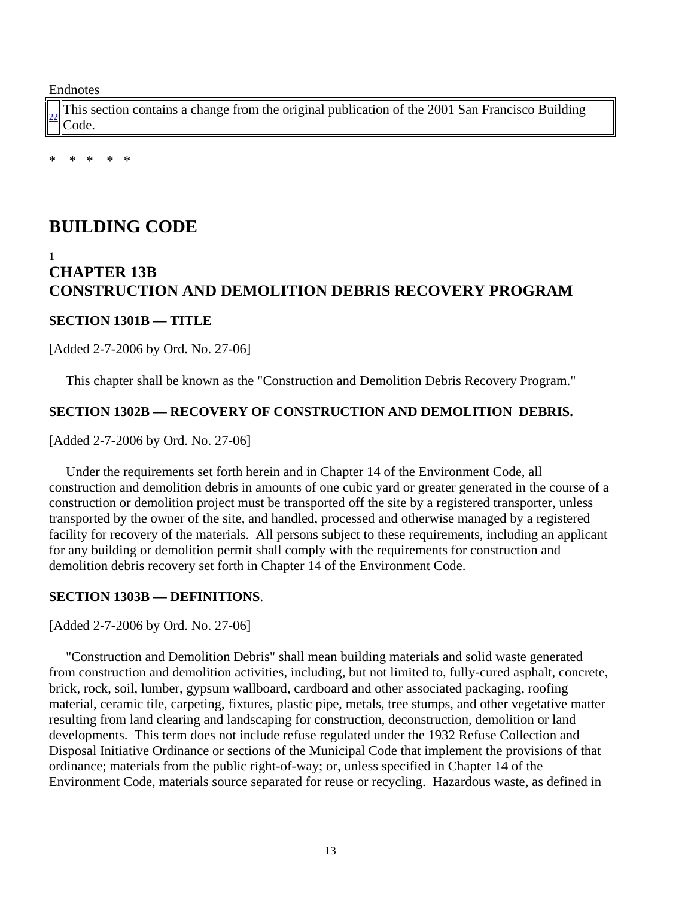Endnotes

| | |
|---|---|
| [22] | This section contains a change from the original publication of the 2001 San Francisco Building Code. |

\* \* \* \* \*

# BUILDING CODE

[1]

## CHAPTER 13B
## CONSTRUCTION AND DEMOLITION DEBRIS RECOVERY PROGRAM

### SECTION 1301B — TITLE

[Added 2-7-2006 by Ord. No. 27-06]

This chapter shall be known as the "Construction and Demolition Debris Recovery Program."

### SECTION 1302B — RECOVERY OF CONSTRUCTION AND DEMOLITION DEBRIS.

[Added 2-7-2006 by Ord. No. 27-06]

Under the requirements set forth herein and in Chapter 14 of the Environment Code, all construction and demolition debris in amounts of one cubic yard or greater generated in the course of a construction or demolition project must be transported off the site by a registered transporter, unless transported by the owner of the site, and handled, processed and otherwise managed by a registered facility for recovery of the materials. All persons subject to these requirements, including an applicant for any building or demolition permit shall comply with the requirements for construction and demolition debris recovery set forth in Chapter 14 of the Environment Code.

### SECTION 1303B — DEFINITIONS.

[Added 2-7-2006 by Ord. No. 27-06]

"Construction and Demolition Debris" shall mean building materials and solid waste generated from construction and demolition activities, including, but not limited to, fully-cured asphalt, concrete, brick, rock, soil, lumber, gypsum wallboard, cardboard and other associated packaging, roofing material, ceramic tile, carpeting, fixtures, plastic pipe, metals, tree stumps, and other vegetative matter resulting from land clearing and landscaping for construction, deconstruction, demolition or land developments. This term does not include refuse regulated under the 1932 Refuse Collection and Disposal Initiative Ordinance or sections of the Municipal Code that implement the provisions of that ordinance; materials from the public right-of-way; or, unless specified in Chapter 14 of the Environment Code, materials source separated for reuse or recycling. Hazardous waste, as defined in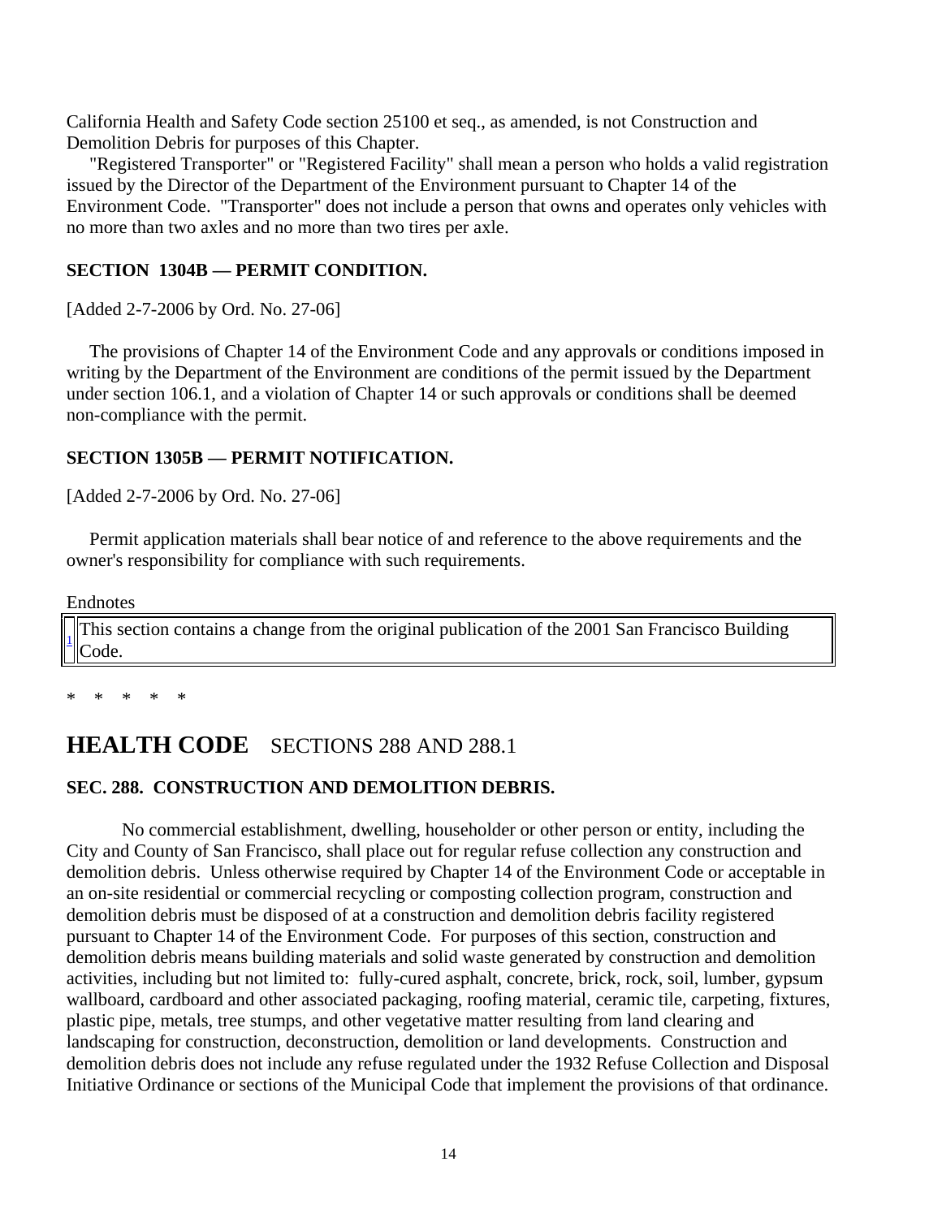California Health and Safety Code section 25100 et seq., as amended, is not Construction and Demolition Debris for purposes of this Chapter.

"Registered Transporter" or "Registered Facility" shall mean a person who holds a valid registration issued by the Director of the Department of the Environment pursuant to Chapter 14 of the Environment Code. "Transporter" does not include a person that owns and operates only vehicles with no more than two axles and no more than two tires per axle.

**SECTION 1304B — PERMIT CONDITION.**

[Added 2-7-2006 by Ord. No. 27-06]

The provisions of Chapter 14 of the Environment Code and any approvals or conditions imposed in writing by the Department of the Environment are conditions of the permit issued by the Department under section 106.1, and a violation of Chapter 14 or such approvals or conditions shall be deemed non-compliance with the permit.

**SECTION 1305B — PERMIT NOTIFICATION.**

[Added 2-7-2006 by Ord. No. 27-06]

Permit application materials shall bear notice of and reference to the above requirements and the owner's responsibility for compliance with such requirements.

Endnotes

| [1] | This section contains a change from the original publication of the 2001 San Francisco Building Code. |
|---|---|

\* \* \* \* \*

## HEALTH CODE SECTIONS 288 AND 288.1

**SEC. 288. CONSTRUCTION AND DEMOLITION DEBRIS.**

No commercial establishment, dwelling, householder or other person or entity, including the City and County of San Francisco, shall place out for regular refuse collection any construction and demolition debris. Unless otherwise required by Chapter 14 of the Environment Code or acceptable in an on-site residential or commercial recycling or composting collection program, construction and demolition debris must be disposed of at a construction and demolition debris facility registered pursuant to Chapter 14 of the Environment Code. For purposes of this section, construction and demolition debris means building materials and solid waste generated by construction and demolition activities, including but not limited to: fully-cured asphalt, concrete, brick, rock, soil, lumber, gypsum wallboard, cardboard and other associated packaging, roofing material, ceramic tile, carpeting, fixtures, plastic pipe, metals, tree stumps, and other vegetative matter resulting from land clearing and landscaping for construction, deconstruction, demolition or land developments. Construction and demolition debris does not include any refuse regulated under the 1932 Refuse Collection and Disposal Initiative Ordinance or sections of the Municipal Code that implement the provisions of that ordinance.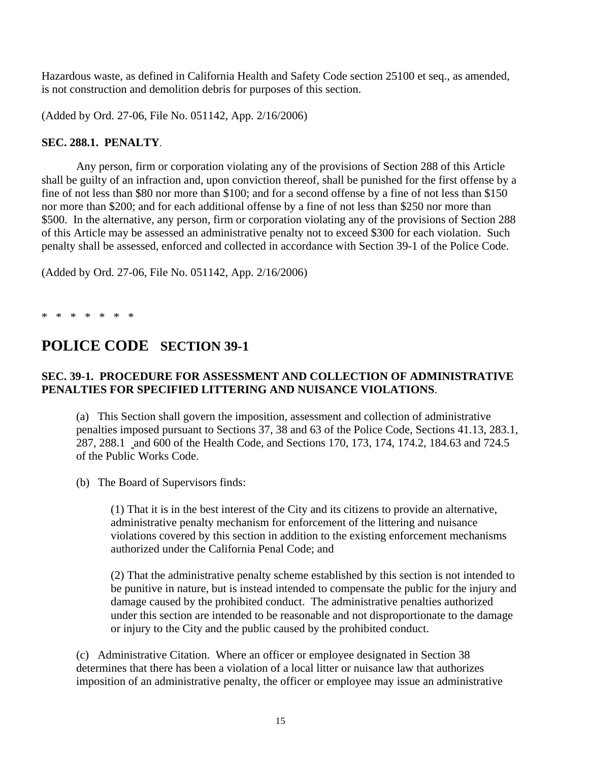Hazardous waste, as defined in California Health and Safety Code section 25100 et seq., as amended, is not construction and demolition debris for purposes of this section.

(Added by Ord. 27-06, File No. 051142, App. 2/16/2006)

**SEC. 288.1. PENALTY**.

Any person, firm or corporation violating any of the provisions of Section 288 of this Article shall be guilty of an infraction and, upon conviction thereof, shall be punished for the first offense by a fine of not less than $80 nor more than $100; and for a second offense by a fine of not less than $150 nor more than $200; and for each additional offense by a fine of not less than $250 nor more than $500. In the alternative, any person, firm or corporation violating any of the provisions of Section 288 of this Article may be assessed an administrative penalty not to exceed $300 for each violation. Such penalty shall be assessed, enforced and collected in accordance with Section 39-1 of the Police Code.

(Added by Ord. 27-06, File No. 051142, App. 2/16/2006)

\* \* \* \* \* \* \*

# POLICE CODE SECTION 39-1

**SEC. 39-1. PROCEDURE FOR ASSESSMENT AND COLLECTION OF ADMINISTRATIVE PENALTIES FOR SPECIFIED LITTERING AND NUISANCE VIOLATIONS**.

(a) This Section shall govern the imposition, assessment and collection of administrative penalties imposed pursuant to Sections 37, 38 and 63 of the Police Code, Sections 41.13, 283.1, 287, 288.1 and 600 of the Health Code, and Sections 170, 173, 174, 174.2, 184.63 and 724.5 of the Public Works Code.

(b) The Board of Supervisors finds:

(1) That it is in the best interest of the City and its citizens to provide an alternative, administrative penalty mechanism for enforcement of the littering and nuisance violations covered by this section in addition to the existing enforcement mechanisms authorized under the California Penal Code; and

(2) That the administrative penalty scheme established by this section is not intended to be punitive in nature, but is instead intended to compensate the public for the injury and damage caused by the prohibited conduct. The administrative penalties authorized under this section are intended to be reasonable and not disproportionate to the damage or injury to the City and the public caused by the prohibited conduct.

(c) Administrative Citation. Where an officer or employee designated in Section 38 determines that there has been a violation of a local litter or nuisance law that authorizes imposition of an administrative penalty, the officer or employee may issue an administrative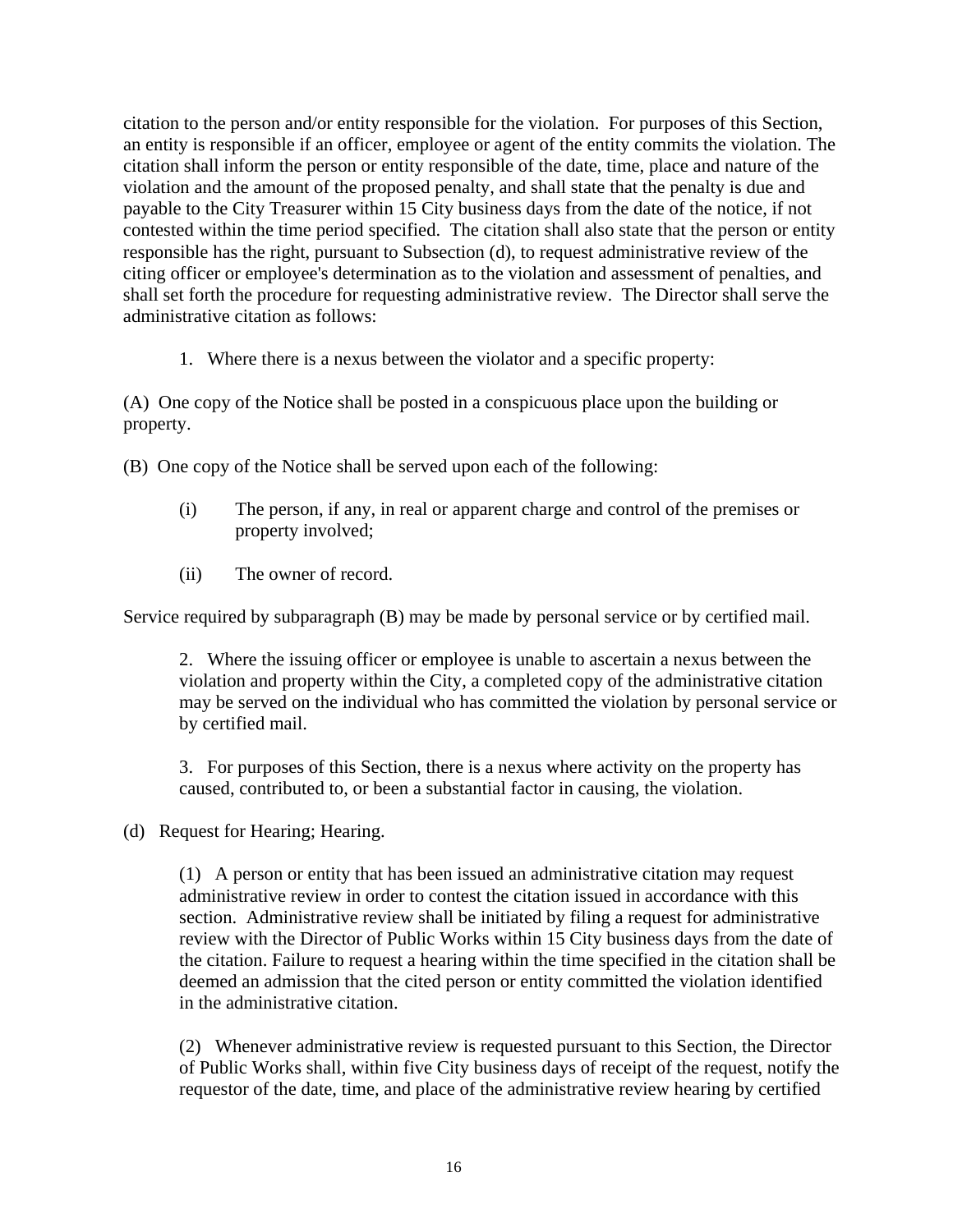citation to the person and/or entity responsible for the violation. For purposes of this Section, an entity is responsible if an officer, employee or agent of the entity commits the violation. The citation shall inform the person or entity responsible of the date, time, place and nature of the violation and the amount of the proposed penalty, and shall state that the penalty is due and payable to the City Treasurer within 15 City business days from the date of the notice, if not contested within the time period specified. The citation shall also state that the person or entity responsible has the right, pursuant to Subsection (d), to request administrative review of the citing officer or employee's determination as to the violation and assessment of penalties, and shall set forth the procedure for requesting administrative review. The Director shall serve the administrative citation as follows:

1. Where there is a nexus between the violator and a specific property:

(A) One copy of the Notice shall be posted in a conspicuous place upon the building or property.

(B) One copy of the Notice shall be served upon each of the following:

(i) The person, if any, in real or apparent charge and control of the premises or property involved;

(ii) The owner of record.

Service required by subparagraph (B) may be made by personal service or by certified mail.

2. Where the issuing officer or employee is unable to ascertain a nexus between the violation and property within the City, a completed copy of the administrative citation may be served on the individual who has committed the violation by personal service or by certified mail.

3. For purposes of this Section, there is a nexus where activity on the property has caused, contributed to, or been a substantial factor in causing, the violation.

(d) Request for Hearing; Hearing.

(1) A person or entity that has been issued an administrative citation may request administrative review in order to contest the citation issued in accordance with this section. Administrative review shall be initiated by filing a request for administrative review with the Director of Public Works within 15 City business days from the date of the citation. Failure to request a hearing within the time specified in the citation shall be deemed an admission that the cited person or entity committed the violation identified in the administrative citation.

(2) Whenever administrative review is requested pursuant to this Section, the Director of Public Works shall, within five City business days of receipt of the request, notify the requestor of the date, time, and place of the administrative review hearing by certified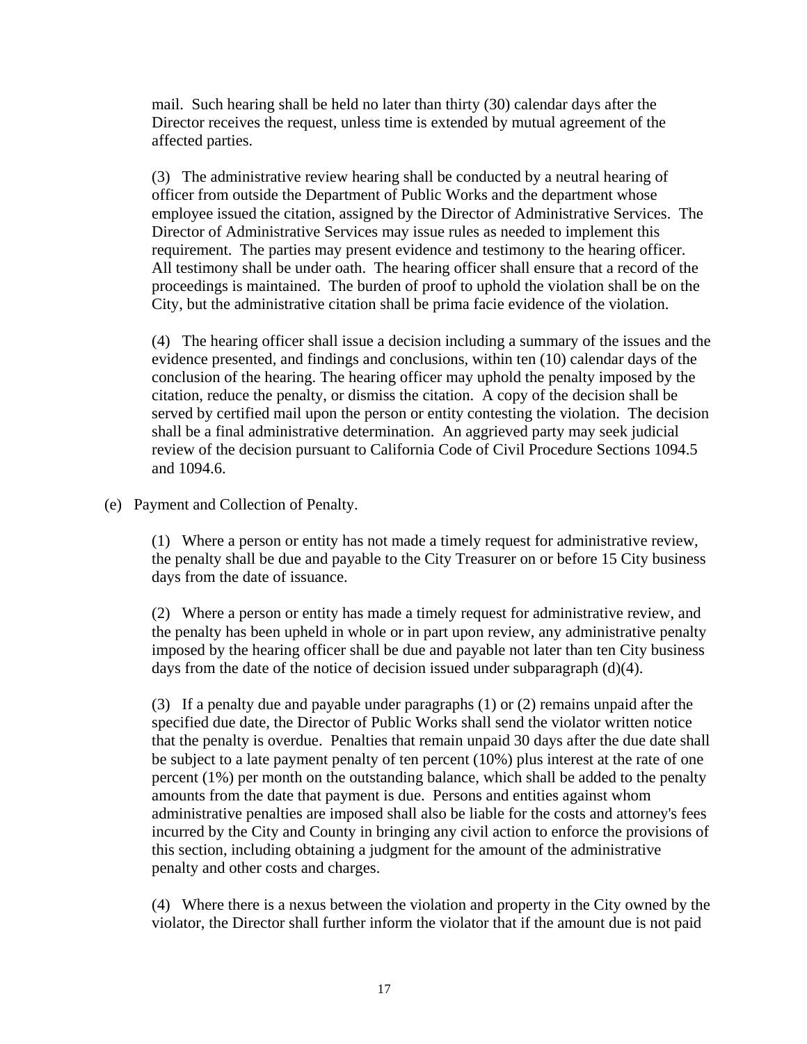mail. Such hearing shall be held no later than thirty (30) calendar days after the Director receives the request, unless time is extended by mutual agreement of the affected parties.

(3) The administrative review hearing shall be conducted by a neutral hearing of officer from outside the Department of Public Works and the department whose employee issued the citation, assigned by the Director of Administrative Services. The Director of Administrative Services may issue rules as needed to implement this requirement. The parties may present evidence and testimony to the hearing officer. All testimony shall be under oath. The hearing officer shall ensure that a record of the proceedings is maintained. The burden of proof to uphold the violation shall be on the City, but the administrative citation shall be prima facie evidence of the violation.

(4) The hearing officer shall issue a decision including a summary of the issues and the evidence presented, and findings and conclusions, within ten (10) calendar days of the conclusion of the hearing. The hearing officer may uphold the penalty imposed by the citation, reduce the penalty, or dismiss the citation. A copy of the decision shall be served by certified mail upon the person or entity contesting the violation. The decision shall be a final administrative determination. An aggrieved party may seek judicial review of the decision pursuant to California Code of Civil Procedure Sections 1094.5 and 1094.6.

(e) Payment and Collection of Penalty.

(1) Where a person or entity has not made a timely request for administrative review, the penalty shall be due and payable to the City Treasurer on or before 15 City business days from the date of issuance.

(2) Where a person or entity has made a timely request for administrative review, and the penalty has been upheld in whole or in part upon review, any administrative penalty imposed by the hearing officer shall be due and payable not later than ten City business days from the date of the notice of decision issued under subparagraph (d)(4).

(3) If a penalty due and payable under paragraphs (1) or (2) remains unpaid after the specified due date, the Director of Public Works shall send the violator written notice that the penalty is overdue. Penalties that remain unpaid 30 days after the due date shall be subject to a late payment penalty of ten percent (10%) plus interest at the rate of one percent (1%) per month on the outstanding balance, which shall be added to the penalty amounts from the date that payment is due. Persons and entities against whom administrative penalties are imposed shall also be liable for the costs and attorney's fees incurred by the City and County in bringing any civil action to enforce the provisions of this section, including obtaining a judgment for the amount of the administrative penalty and other costs and charges.

(4) Where there is a nexus between the violation and property in the City owned by the violator, the Director shall further inform the violator that if the amount due is not paid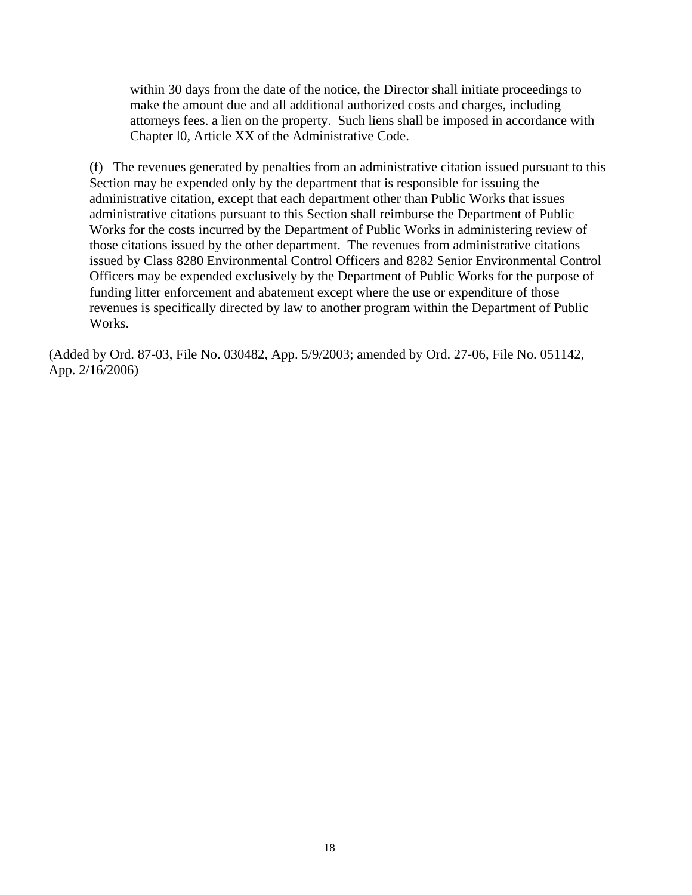within 30 days from the date of the notice, the Director shall initiate proceedings to make the amount due and all additional authorized costs and charges, including attorneys fees. a lien on the property. Such liens shall be imposed in accordance with Chapter l0, Article XX of the Administrative Code.

(f) The revenues generated by penalties from an administrative citation issued pursuant to this Section may be expended only by the department that is responsible for issuing the administrative citation, except that each department other than Public Works that issues administrative citations pursuant to this Section shall reimburse the Department of Public Works for the costs incurred by the Department of Public Works in administering review of those citations issued by the other department. The revenues from administrative citations issued by Class 8280 Environmental Control Officers and 8282 Senior Environmental Control Officers may be expended exclusively by the Department of Public Works for the purpose of funding litter enforcement and abatement except where the use or expenditure of those revenues is specifically directed by law to another program within the Department of Public Works.

(Added by Ord. 87-03, File No. 030482, App. 5/9/2003; amended by Ord. 27-06, File No. 051142, App. 2/16/2006)